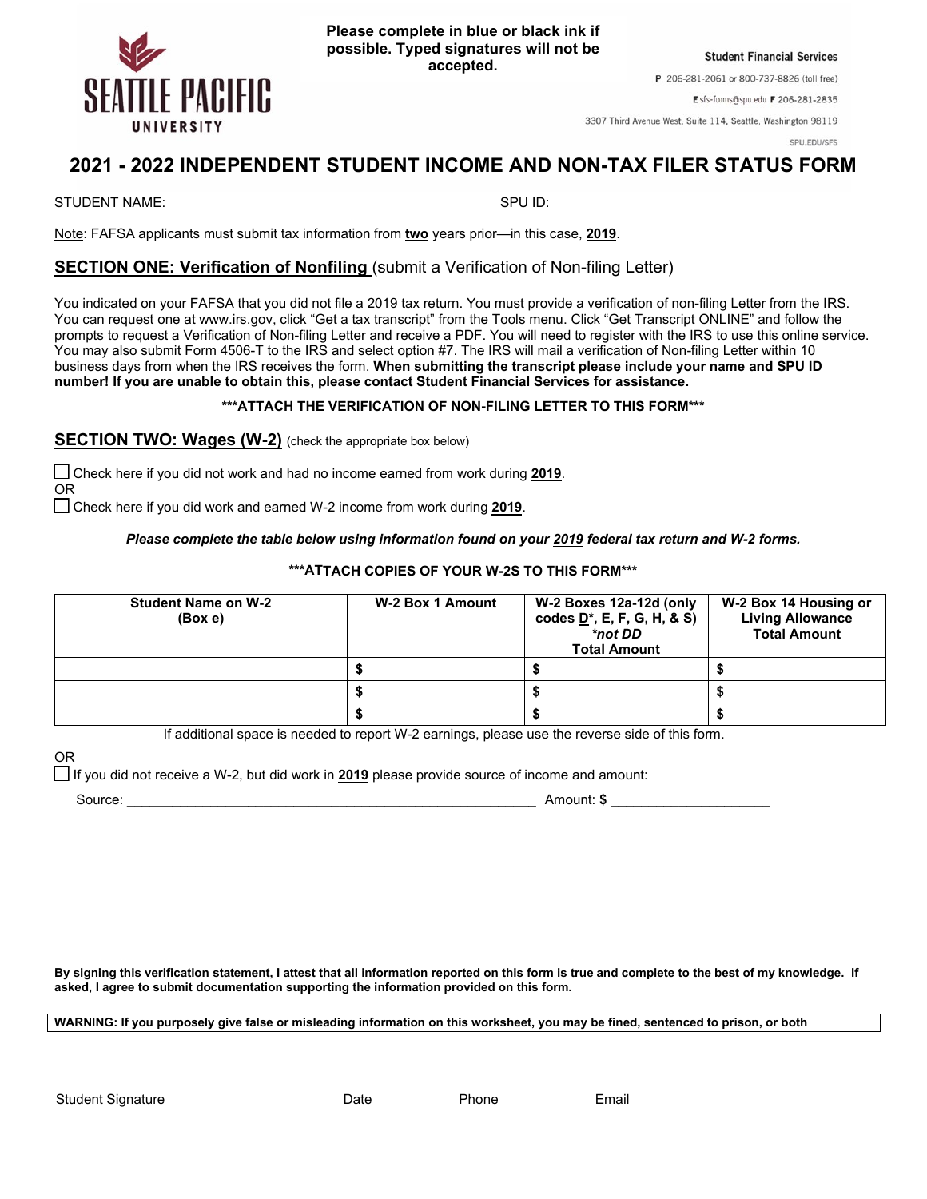SEATTLE PACIFIC UNIVERSITY

**Please complete in blue or black ink if possible. Typed signatures will not be accepted.**

**Student Financial Services**
P 206-281-2061 or 800-737-8826 (toll free)
E sfs-forms@spu.edu F 206-281-2835
3307 Third Avenue West, Suite 114, Seattle, Washington 98119
SPU.EDU/SFS

# 2021 - 2022 INDEPENDENT STUDENT INCOME AND NON-TAX FILER STATUS FORM

STUDENT NAME: ______________________________ SPU ID: ______________________________

Note: FAFSA applicants must submit tax information from **two** years prior—in this case, **2019**.

## SECTION ONE: Verification of Nonfiling (submit a Verification of Non-filing Letter)

You indicated on your FAFSA that you did not file a 2019 tax return. You must provide a verification of non-filing Letter from the IRS. You can request one at www.irs.gov, click "Get a tax transcript" from the Tools menu. Click "Get Transcript ONLINE" and follow the prompts to request a Verification of Non-filing Letter and receive a PDF. You will need to register with the IRS to use this online service. You may also submit Form 4506-T to the IRS and select option #7. The IRS will mail a verification of Non-filing Letter within 10 business days from when the IRS receives the form. **When submitting the transcript please include your name and SPU ID number! If you are unable to obtain this, please contact Student Financial Services for assistance.**

**\*\*\*ATTACH THE VERIFICATION OF NON-FILING LETTER TO THIS FORM\*\*\***

## SECTION TWO: Wages (W-2) (check the appropriate box below)

☐ Check here if you did not work and had no income earned from work during **2019**.

OR

☐ Check here if you did work and earned W-2 income from work during **2019**.

***Please complete the table below using information found on your 2019 federal tax return and W-2 forms.***

**\*\*\*ATTACH COPIES OF YOUR W-2S TO THIS FORM\*\*\***

| Student Name on W-2 (Box e) | W-2 Box 1 Amount | W-2 Boxes 12a-12d (only codes D*, E, F, G, H, & S) *not DD* Total Amount | W-2 Box 14 Housing or Living Allowance Total Amount |
|---|---|---|---|
| | $ | $ | $ |
| | $ | $ | $ |
| | $ | $ | $ |

If additional space is needed to report W-2 earnings, please use the reverse side of this form.

OR

☐ If you did not receive a W-2, but did work in **2019** please provide source of income and amount:

Source: ______________________________________________ Amount: $ ____________________

**By signing this verification statement, I attest that all information reported on this form is true and complete to the best of my knowledge. If asked, I agree to submit documentation supporting the information provided on this form.**

**WARNING: If you purposely give false or misleading information on this worksheet, you may be fined, sentenced to prison, or both**

_____________________________________________________________________________

Student Signature Date Phone Email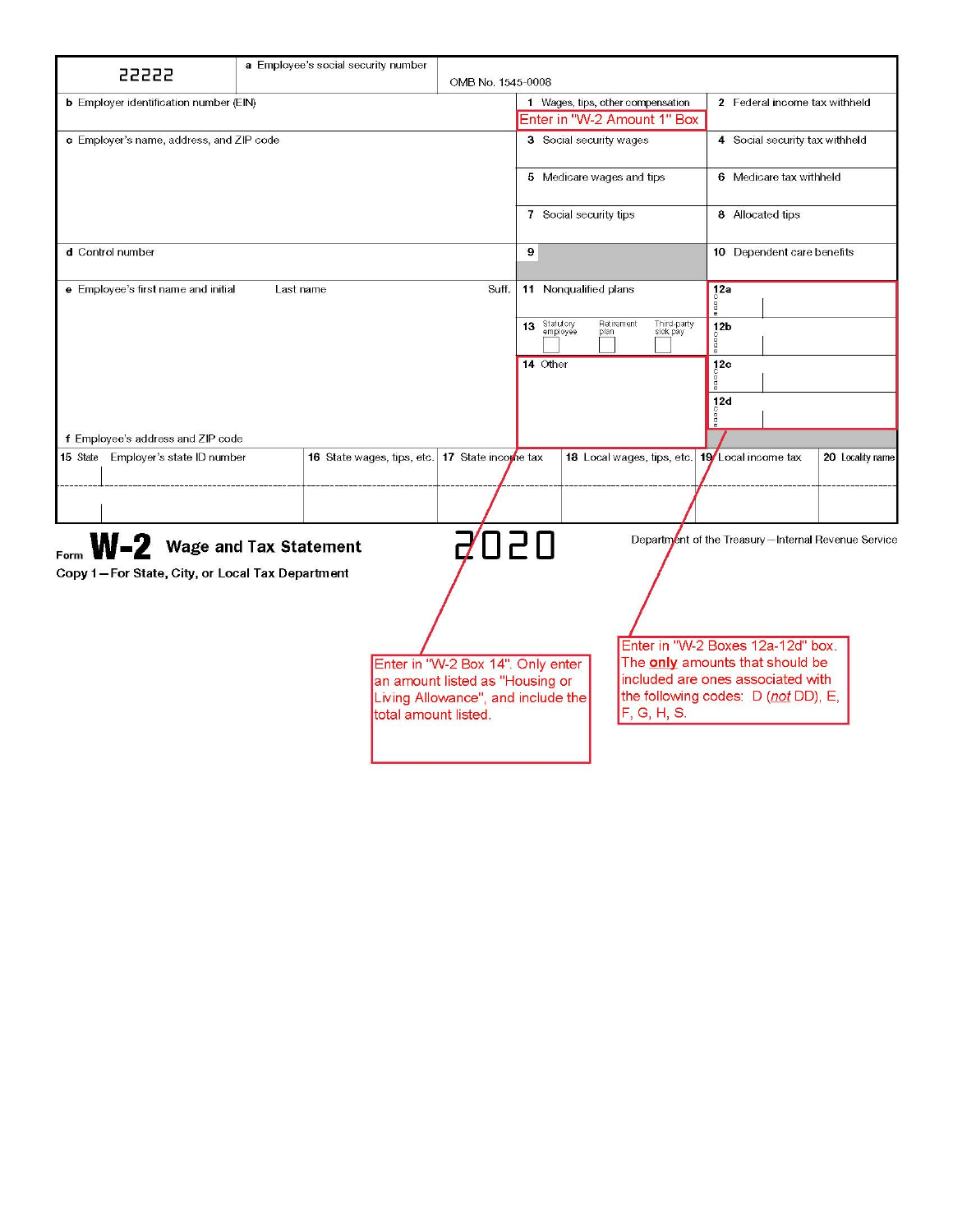22222

a Employee's social security number

OMB No. 1545-0008

| | | |
|---|---|---|
| b Employer identification number (EIN) | 1 Wages, tips, other compensation<br>Enter in "W-2 Amount 1" Box | 2 Federal income tax withheld |
| c Employer's name, address, and ZIP code | 3 Social security wages | 4 Social security tax withheld |
| | 5 Medicare wages and tips | 6 Medicare tax withheld |
| | 7 Social security tips | 8 Allocated tips |
| d Control number | 9 | 10 Dependent care benefits |
| e Employee's first name and initial   Last name   Suff. | 11 Nonqualified plans | 12a Code |
| | 13 Statutory employee / Retirement plan / Third-party sick pay | 12b Code |
| | 14 Other | 12c Code |
| f Employee's address and ZIP code | | 12d Code |

| 15 State | Employer's state ID number | 16 State wages, tips, etc. | 17 State income tax | 18 Local wages, tips, etc. | 19 Local income tax | 20 Locality name |
|---|---|---|---|---|---|---|
| | | | | | | |

Form **W-2** Wage and Tax Statement

2020

Department of the Treasury—Internal Revenue Service

Copy 1—For State, City, or Local Tax Department

Enter in "W-2 Box 14". Only enter an amount listed as "Housing or Living Allowance", and include the total amount listed.

Enter in "W-2 Boxes 12a-12d" box. The **only** amounts that should be included are ones associated with the following codes: D (*not* DD), E, F, G, H, S.